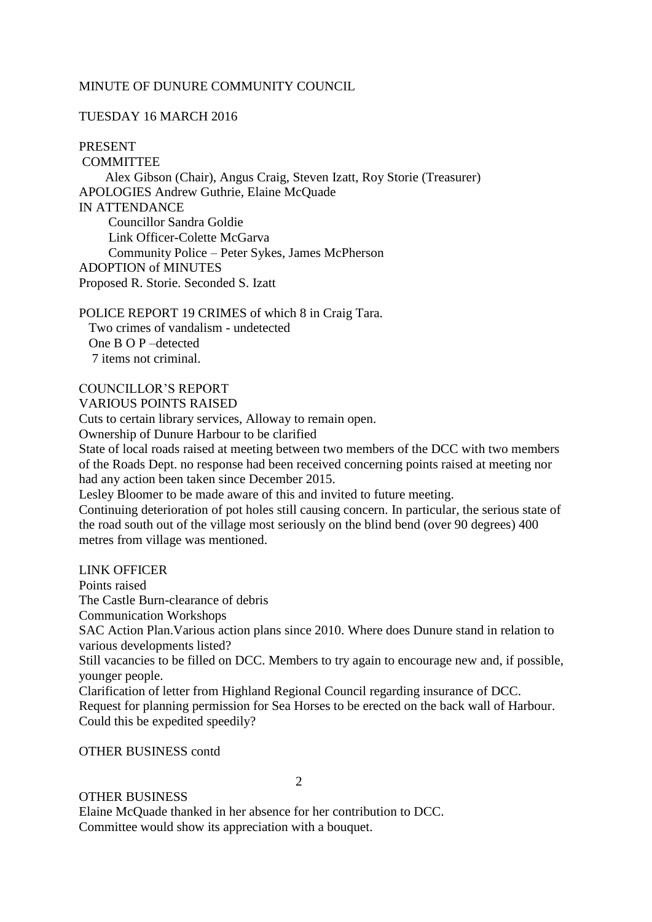MINUTE OF DUNURE COMMUNITY COUNCIL

TUESDAY 16 MARCH 2016

PRESENT

COMMITTEE

Alex Gibson (Chair), Angus Craig, Steven Izatt, Roy Storie (Treasurer)

APOLOGIES Andrew Guthrie, Elaine McQuade

IN ATTENDANCE

Councillor Sandra Goldie

Link Officer-Colette McGarva

Community Police – Peter Sykes, James McPherson

ADOPTION of MINUTES

Proposed R. Storie. Seconded S. Izatt

POLICE REPORT 19 CRIMES of which 8 in Craig Tara.

Two crimes of vandalism - undetected

One B O P –detected

7 items not criminal.

COUNCILLOR'S REPORT

VARIOUS POINTS RAISED

Cuts to certain library services, Alloway to remain open.

Ownership of Dunure Harbour to be clarified

State of local roads raised at meeting between two members of the DCC with two members of the Roads Dept. no response had been received concerning points raised at meeting nor had any action been taken since December 2015.

Lesley Bloomer to be made aware of this and invited to future meeting.

Continuing deterioration of pot holes still causing concern. In particular, the serious state of the road south out of the village most seriously on the blind bend (over 90 degrees) 400 metres from village was mentioned.

LINK OFFICER

Points raised

The Castle Burn-clearance of debris

Communication Workshops

SAC Action Plan.Various action plans since 2010. Where does Dunure stand in relation to various developments listed?

Still vacancies to be filled on DCC. Members to try again to encourage new and, if possible, younger people.

Clarification of letter from Highland Regional Council regarding insurance of DCC.

Request for planning permission for Sea Horses to be erected on the back wall of Harbour. Could this be expedited speedily?

OTHER BUSINESS contd

OTHER BUSINESS

Elaine McQuade thanked in her absence for her contribution to DCC.

Committee would show its appreciation with a bouquet.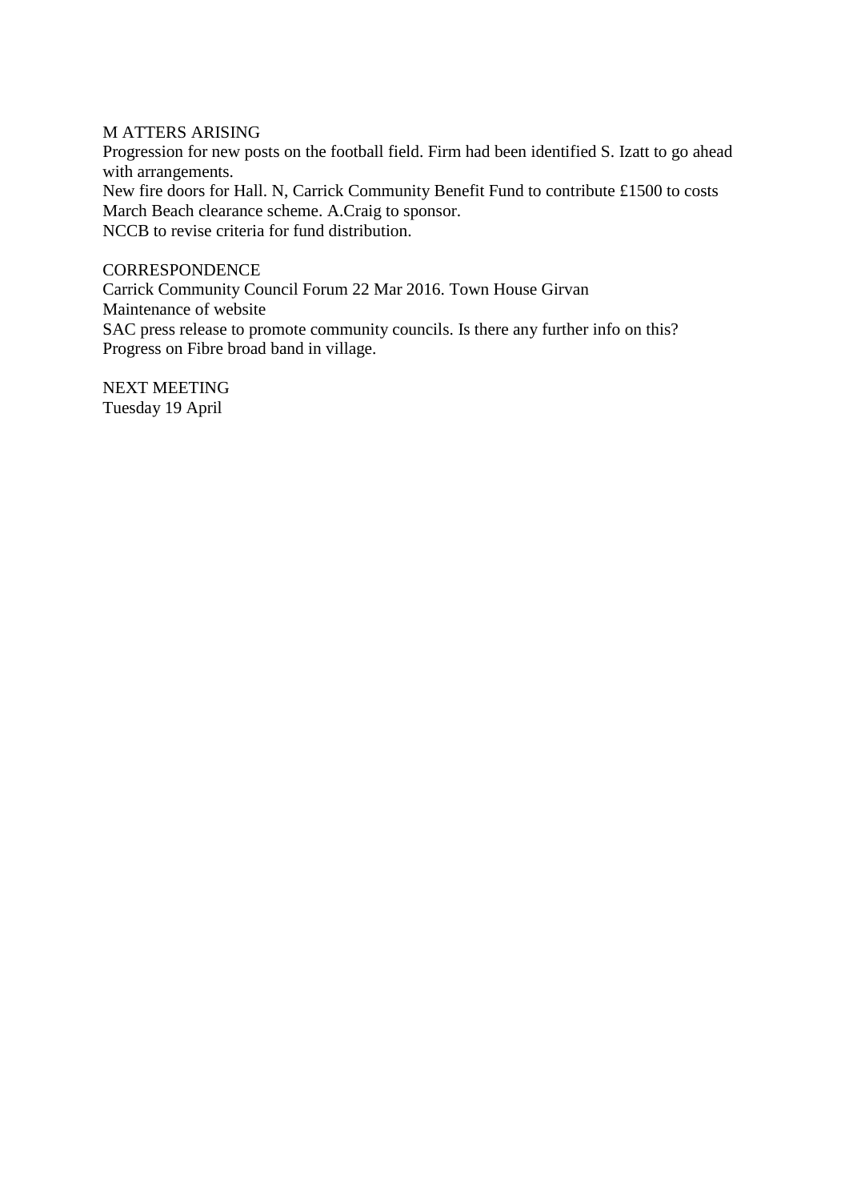M ATTERS ARISING

Progression for new posts on the football field. Firm had been identified S. Izatt to go ahead with arrangements.

New fire doors for Hall. N, Carrick Community Benefit Fund to contribute £1500 to costs

March Beach clearance scheme. A.Craig to sponsor.

NCCB to revise criteria for fund distribution.

CORRESPONDENCE

Carrick Community Council Forum 22 Mar 2016. Town House Girvan

Maintenance of website

SAC press release to promote community councils. Is there any further info on this?

Progress on Fibre broad band in village.

NEXT MEETING

Tuesday 19 April